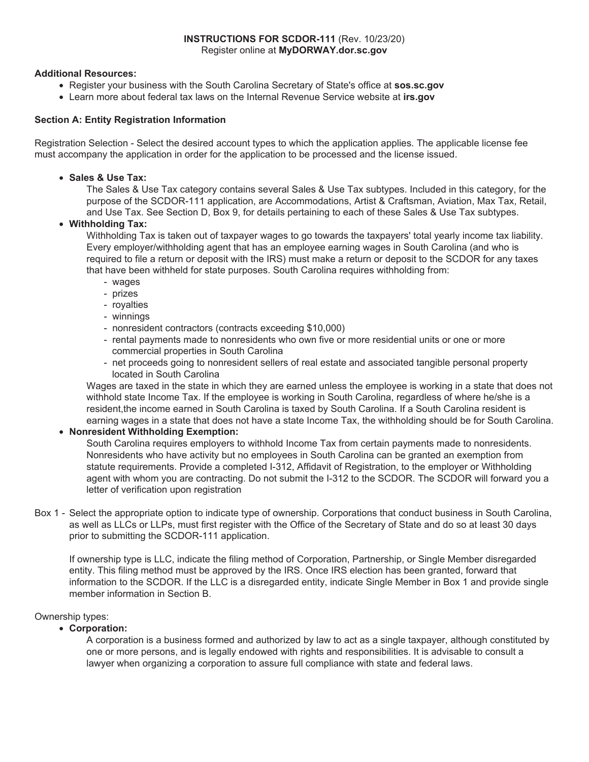**INSTRUCTIONS FOR SCDOR-111** (Rev. 10/23/20)
Register online at **MyDORWAY.dor.sc.gov**

**Additional Resources:**

- Register your business with the South Carolina Secretary of State's office at **sos.sc.gov**
- Learn more about federal tax laws on the Internal Revenue Service website at **irs.gov**

### Section A: Entity Registration Information

Registration Selection - Select the desired account types to which the application applies. The applicable license fee must accompany the application in order for the application to be processed and the license issued.

- **Sales & Use Tax:**
  The Sales & Use Tax category contains several Sales & Use Tax subtypes. Included in this category, for the purpose of the SCDOR-111 application, are Accommodations, Artist & Craftsman, Aviation, Max Tax, Retail, and Use Tax. See Section D, Box 9, for details pertaining to each of these Sales & Use Tax subtypes.
- **Withholding Tax:**
  Withholding Tax is taken out of taxpayer wages to go towards the taxpayers' total yearly income tax liability. Every employer/withholding agent that has an employee earning wages in South Carolina (and who is required to file a return or deposit with the IRS) must make a return or deposit to the SCDOR for any taxes that have been withheld for state purposes. South Carolina requires withholding from:
  - wages
  - prizes
  - royalties
  - winnings
  - nonresident contractors (contracts exceeding $10,000)
  - rental payments made to nonresidents who own five or more residential units or one or more commercial properties in South Carolina
  - net proceeds going to nonresident sellers of real estate and associated tangible personal property located in South Carolina

  Wages are taxed in the state in which they are earned unless the employee is working in a state that does not withhold state Income Tax. If the employee is working in South Carolina, regardless of where he/she is a resident,the income earned in South Carolina is taxed by South Carolina. If a South Carolina resident is earning wages in a state that does not have a state Income Tax, the withholding should be for South Carolina.
- **Nonresident Withholding Exemption:**
  South Carolina requires employers to withhold Income Tax from certain payments made to nonresidents. Nonresidents who have activity but no employees in South Carolina can be granted an exemption from statute requirements. Provide a completed I-312, Affidavit of Registration, to the employer or Withholding agent with whom you are contracting. Do not submit the I-312 to the SCDOR. The SCDOR will forward you a letter of verification upon registration

Box 1 - Select the appropriate option to indicate type of ownership. Corporations that conduct business in South Carolina, as well as LLCs or LLPs, must first register with the Office of the Secretary of State and do so at least 30 days prior to submitting the SCDOR-111 application.

If ownership type is LLC, indicate the filing method of Corporation, Partnership, or Single Member disregarded entity. This filing method must be approved by the IRS. Once IRS election has been granted, forward that information to the SCDOR. If the LLC is a disregarded entity, indicate Single Member in Box 1 and provide single member information in Section B.

Ownership types:

- **Corporation:**
  A corporation is a business formed and authorized by law to act as a single taxpayer, although constituted by one or more persons, and is legally endowed with rights and responsibilities. It is advisable to consult a lawyer when organizing a corporation to assure full compliance with state and federal laws.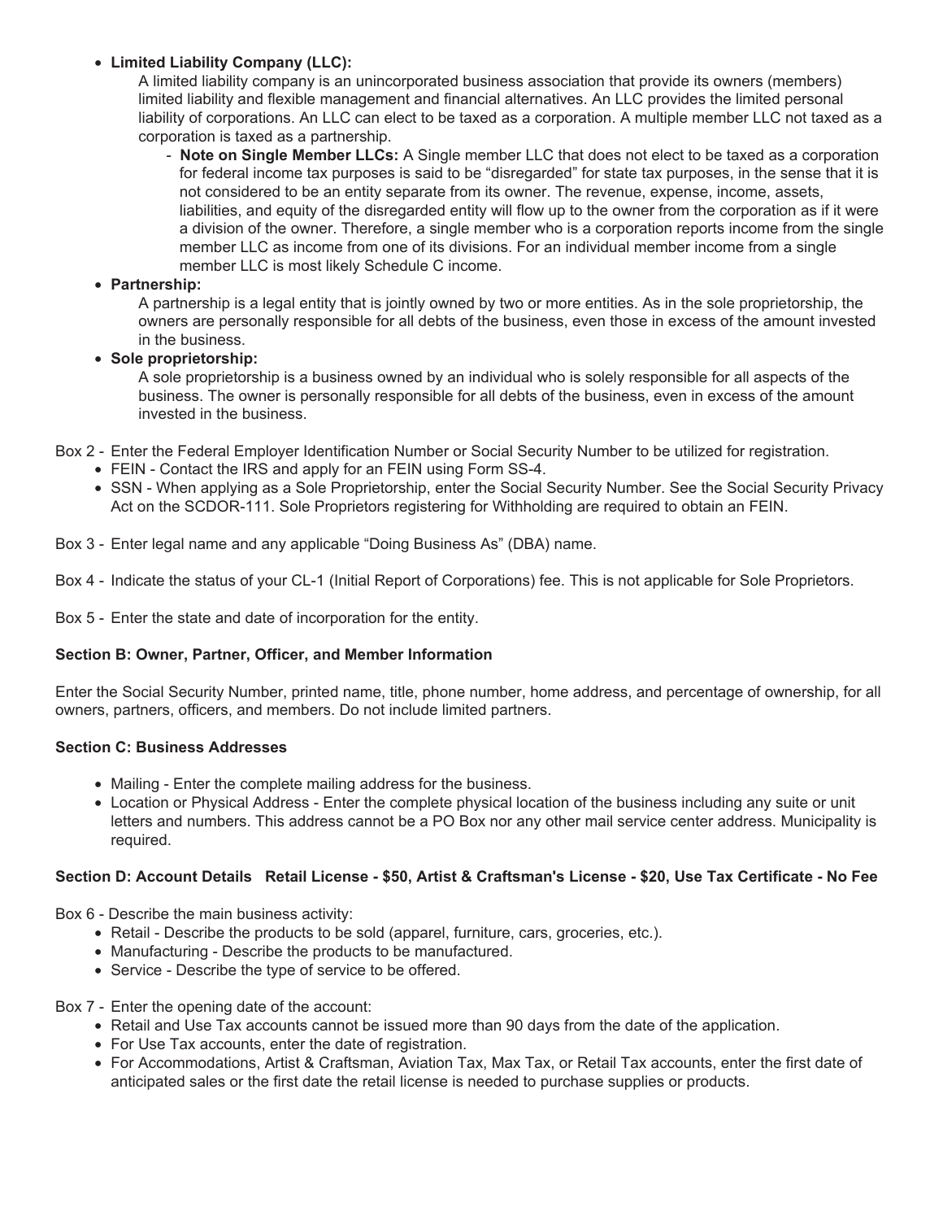- **Limited Liability Company (LLC):**

  A limited liability company is an unincorporated business association that provide its owners (members) limited liability and flexible management and financial alternatives. An LLC provides the limited personal liability of corporations. An LLC can elect to be taxed as a corporation. A multiple member LLC not taxed as a corporation is taxed as a partnership.

  - **Note on Single Member LLCs:** A Single member LLC that does not elect to be taxed as a corporation for federal income tax purposes is said to be "disregarded" for state tax purposes, in the sense that it is not considered to be an entity separate from its owner. The revenue, expense, income, assets, liabilities, and equity of the disregarded entity will flow up to the owner from the corporation as if it were a division of the owner. Therefore, a single member who is a corporation reports income from the single member LLC as income from one of its divisions. For an individual member income from a single member LLC is most likely Schedule C income.

- **Partnership:**

  A partnership is a legal entity that is jointly owned by two or more entities. As in the sole proprietorship, the owners are personally responsible for all debts of the business, even those in excess of the amount invested in the business.

- **Sole proprietorship:**

  A sole proprietorship is a business owned by an individual who is solely responsible for all aspects of the business. The owner is personally responsible for all debts of the business, even in excess of the amount invested in the business.

Box 2 - Enter the Federal Employer Identification Number or Social Security Number to be utilized for registration.

- FEIN - Contact the IRS and apply for an FEIN using Form SS-4.
- SSN - When applying as a Sole Proprietorship, enter the Social Security Number. See the Social Security Privacy Act on the SCDOR-111. Sole Proprietors registering for Withholding are required to obtain an FEIN.

Box 3 - Enter legal name and any applicable "Doing Business As" (DBA) name.

Box 4 - Indicate the status of your CL-1 (Initial Report of Corporations) fee. This is not applicable for Sole Proprietors.

Box 5 - Enter the state and date of incorporation for the entity.

**Section B: Owner, Partner, Officer, and Member Information**

Enter the Social Security Number, printed name, title, phone number, home address, and percentage of ownership, for all owners, partners, officers, and members. Do not include limited partners.

**Section C: Business Addresses**

- Mailing - Enter the complete mailing address for the business.
- Location or Physical Address - Enter the complete physical location of the business including any suite or unit letters and numbers. This address cannot be a PO Box nor any other mail service center address. Municipality is required.

**Section D: Account Details Retail License - $50, Artist & Craftsman's License - $20, Use Tax Certificate - No Fee**

Box 6 - Describe the main business activity:

- Retail - Describe the products to be sold (apparel, furniture, cars, groceries, etc.).
- Manufacturing - Describe the products to be manufactured.
- Service - Describe the type of service to be offered.

Box 7 - Enter the opening date of the account:

- Retail and Use Tax accounts cannot be issued more than 90 days from the date of the application.
- For Use Tax accounts, enter the date of registration.
- For Accommodations, Artist & Craftsman, Aviation Tax, Max Tax, or Retail Tax accounts, enter the first date of anticipated sales or the first date the retail license is needed to purchase supplies or products.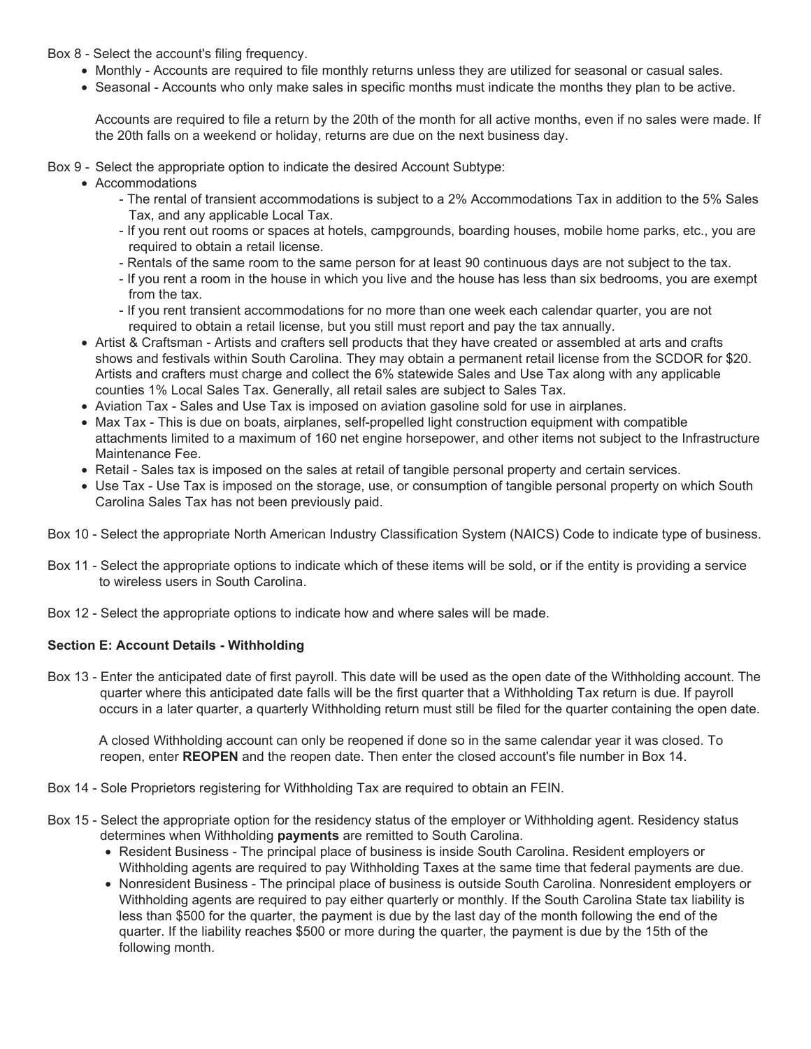Box 8 - Select the account's filing frequency.

- Monthly - Accounts are required to file monthly returns unless they are utilized for seasonal or casual sales.
- Seasonal - Accounts who only make sales in specific months must indicate the months they plan to be active.

  Accounts are required to file a return by the 20th of the month for all active months, even if no sales were made. If the 20th falls on a weekend or holiday, returns are due on the next business day.

Box 9 - Select the appropriate option to indicate the desired Account Subtype:

- Accommodations
  - The rental of transient accommodations is subject to a 2% Accommodations Tax in addition to the 5% Sales Tax, and any applicable Local Tax.
  - If you rent out rooms or spaces at hotels, campgrounds, boarding houses, mobile home parks, etc., you are required to obtain a retail license.
  - Rentals of the same room to the same person for at least 90 continuous days are not subject to the tax.
  - If you rent a room in the house in which you live and the house has less than six bedrooms, you are exempt from the tax.
  - If you rent transient accommodations for no more than one week each calendar quarter, you are not required to obtain a retail license, but you still must report and pay the tax annually.
- Artist & Craftsman - Artists and crafters sell products that they have created or assembled at arts and crafts shows and festivals within South Carolina. They may obtain a permanent retail license from the SCDOR for $20. Artists and crafters must charge and collect the 6% statewide Sales and Use Tax along with any applicable counties 1% Local Sales Tax. Generally, all retail sales are subject to Sales Tax.
- Aviation Tax - Sales and Use Tax is imposed on aviation gasoline sold for use in airplanes.
- Max Tax - This is due on boats, airplanes, self-propelled light construction equipment with compatible attachments limited to a maximum of 160 net engine horsepower, and other items not subject to the Infrastructure Maintenance Fee.
- Retail - Sales tax is imposed on the sales at retail of tangible personal property and certain services.
- Use Tax - Use Tax is imposed on the storage, use, or consumption of tangible personal property on which South Carolina Sales Tax has not been previously paid.

Box 10 - Select the appropriate North American Industry Classification System (NAICS) Code to indicate type of business.

Box 11 - Select the appropriate options to indicate which of these items will be sold, or if the entity is providing a service to wireless users in South Carolina.

Box 12 - Select the appropriate options to indicate how and where sales will be made.

**Section E: Account Details - Withholding**

Box 13 - Enter the anticipated date of first payroll. This date will be used as the open date of the Withholding account. The quarter where this anticipated date falls will be the first quarter that a Withholding Tax return is due. If payroll occurs in a later quarter, a quarterly Withholding return must still be filed for the quarter containing the open date.

A closed Withholding account can only be reopened if done so in the same calendar year it was closed. To reopen, enter **REOPEN** and the reopen date. Then enter the closed account's file number in Box 14.

Box 14 - Sole Proprietors registering for Withholding Tax are required to obtain an FEIN.

Box 15 - Select the appropriate option for the residency status of the employer or Withholding agent. Residency status determines when Withholding **payments** are remitted to South Carolina.

- Resident Business - The principal place of business is inside South Carolina. Resident employers or Withholding agents are required to pay Withholding Taxes at the same time that federal payments are due.
- Nonresident Business - The principal place of business is outside South Carolina. Nonresident employers or Withholding agents are required to pay either quarterly or monthly. If the South Carolina State tax liability is less than $500 for the quarter, the payment is due by the last day of the month following the end of the quarter. If the liability reaches $500 or more during the quarter, the payment is due by the 15th of the following month.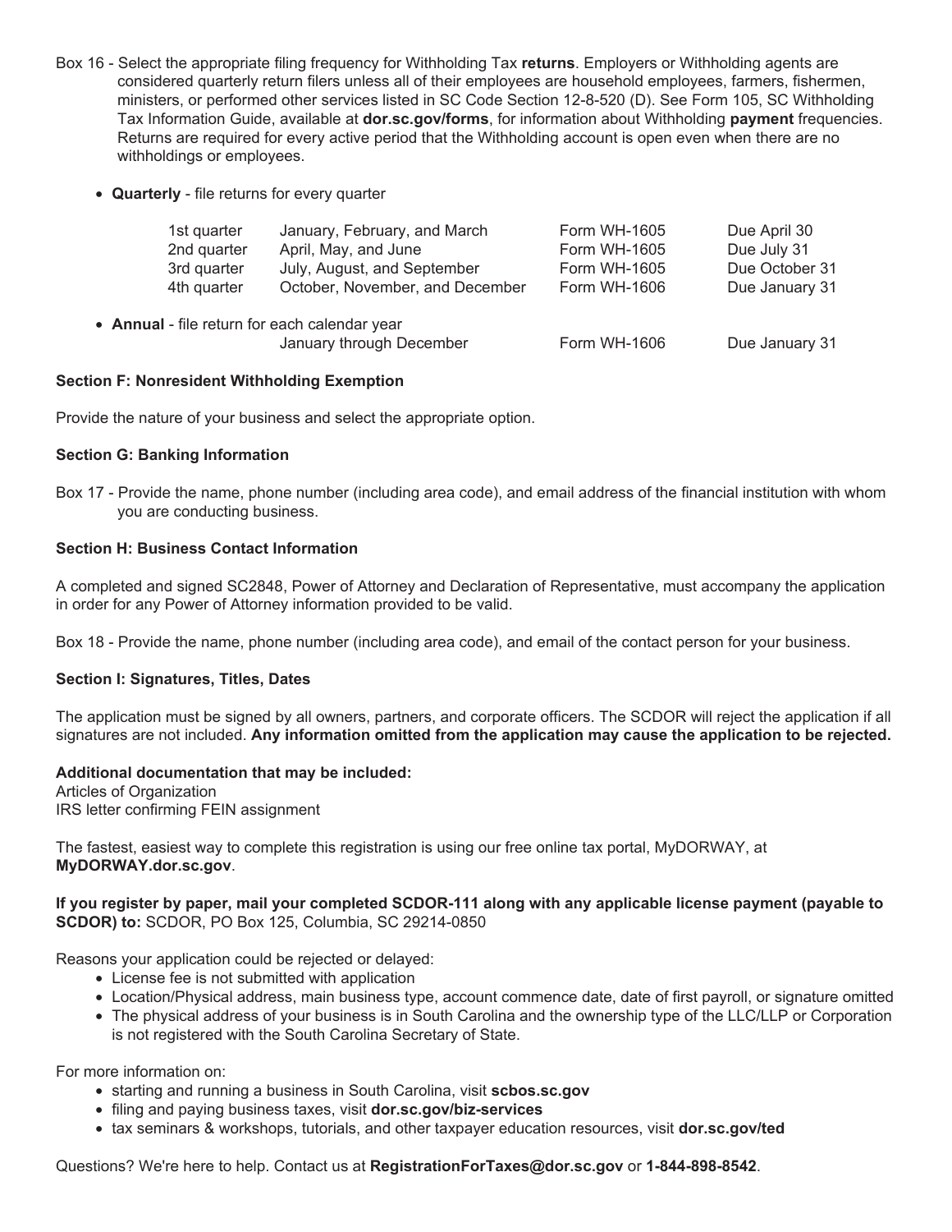Box 16 - Select the appropriate filing frequency for Withholding Tax **returns**. Employers or Withholding agents are considered quarterly return filers unless all of their employees are household employees, farmers, fishermen, ministers, or performed other services listed in SC Code Section 12-8-520 (D). See Form 105, SC Withholding Tax Information Guide, available at **dor.sc.gov/forms**, for information about Withholding **payment** frequencies. Returns are required for every active period that the Withholding account is open even when there are no withholdings or employees.

- **Quarterly** - file returns for every quarter

| | | | |
|---|---|---|---|
| 1st quarter | January, February, and March | Form WH-1605 | Due April 30 |
| 2nd quarter | April, May, and June | Form WH-1605 | Due July 31 |
| 3rd quarter | July, August, and September | Form WH-1605 | Due October 31 |
| 4th quarter | October, November, and December | Form WH-1606 | Due January 31 |

- **Annual** - file return for each calendar year

| | | | |
|---|---|---|---|
| | January through December | Form WH-1606 | Due January 31 |

### Section F: Nonresident Withholding Exemption

Provide the nature of your business and select the appropriate option.

### Section G: Banking Information

Box 17 - Provide the name, phone number (including area code), and email address of the financial institution with whom you are conducting business.

### Section H: Business Contact Information

A completed and signed SC2848, Power of Attorney and Declaration of Representative, must accompany the application in order for any Power of Attorney information provided to be valid.

Box 18 - Provide the name, phone number (including area code), and email of the contact person for your business.

### Section I: Signatures, Titles, Dates

The application must be signed by all owners, partners, and corporate officers. The SCDOR will reject the application if all signatures are not included. **Any information omitted from the application may cause the application to be rejected.**

**Additional documentation that may be included:**
Articles of Organization
IRS letter confirming FEIN assignment

The fastest, easiest way to complete this registration is using our free online tax portal, MyDORWAY, at **MyDORWAY.dor.sc.gov**.

**If you register by paper, mail your completed SCDOR-111 along with any applicable license payment (payable to SCDOR) to:** SCDOR, PO Box 125, Columbia, SC 29214-0850

Reasons your application could be rejected or delayed:

- License fee is not submitted with application
- Location/Physical address, main business type, account commence date, date of first payroll, or signature omitted
- The physical address of your business is in South Carolina and the ownership type of the LLC/LLP or Corporation is not registered with the South Carolina Secretary of State.

For more information on:

- starting and running a business in South Carolina, visit **scbos.sc.gov**
- filing and paying business taxes, visit **dor.sc.gov/biz-services**
- tax seminars & workshops, tutorials, and other taxpayer education resources, visit **dor.sc.gov/ted**

Questions? We're here to help. Contact us at **RegistrationForTaxes@dor.sc.gov** or **1-844-898-8542**.